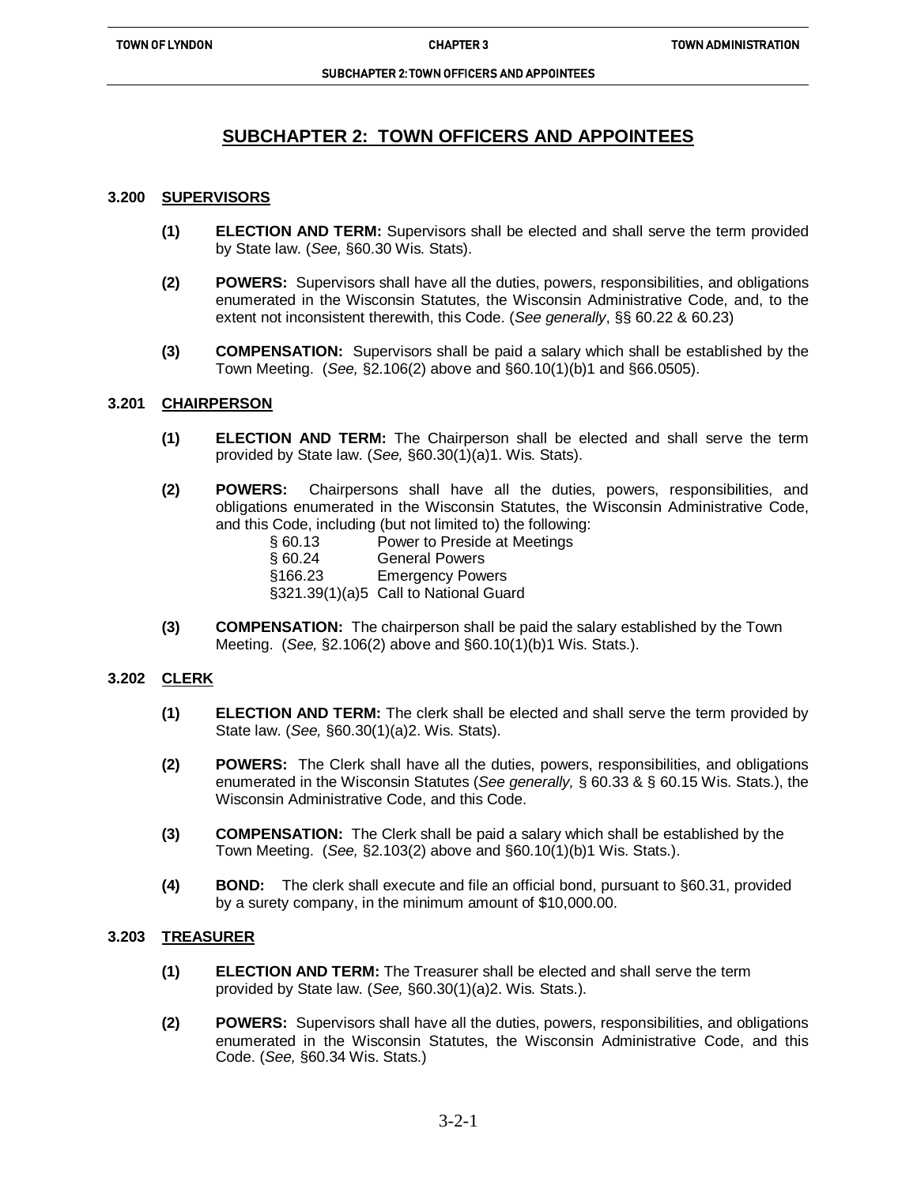# SUBCHAPTER 2: TOWN OFFICERS AND APPOINTEES

## 3.200 SUPERVISORS

**(1) ELECTION AND TERM:** Supervisors shall be elected and shall serve the term provided by State law. (*See,* §60.30 Wis. Stats).

**(2) POWERS:** Supervisors shall have all the duties, powers, responsibilities, and obligations enumerated in the Wisconsin Statutes, the Wisconsin Administrative Code, and, to the extent not inconsistent therewith, this Code. (*See generally*, §§ 60.22 & 60.23)

**(3) COMPENSATION:** Supervisors shall be paid a salary which shall be established by the Town Meeting. (*See,* §2.106(2) above and §60.10(1)(b)1 and §66.0505).

## 3.201 CHAIRPERSON

**(1) ELECTION AND TERM:** The Chairperson shall be elected and shall serve the term provided by State law. (*See,* §60.30(1)(a)1. Wis. Stats).

**(2) POWERS:** Chairpersons shall have all the duties, powers, responsibilities, and obligations enumerated in the Wisconsin Statutes, the Wisconsin Administrative Code, and this Code, including (but not limited to) the following:

| | |
|---|---|
| § 60.13 | Power to Preside at Meetings |
| § 60.24 | General Powers |
| §166.23 | Emergency Powers |
| §321.39(1)(a)5 | Call to National Guard |

**(3) COMPENSATION:** The chairperson shall be paid the salary established by the Town Meeting. (*See,* §2.106(2) above and §60.10(1)(b)1 Wis. Stats.).

## 3.202 CLERK

**(1) ELECTION AND TERM:** The clerk shall be elected and shall serve the term provided by State law. (*See,* §60.30(1)(a)2. Wis. Stats).

**(2) POWERS:** The Clerk shall have all the duties, powers, responsibilities, and obligations enumerated in the Wisconsin Statutes (*See generally,* § 60.33 & § 60.15 Wis. Stats.), the Wisconsin Administrative Code, and this Code.

**(3) COMPENSATION:** The Clerk shall be paid a salary which shall be established by the Town Meeting. (*See,* §2.103(2) above and §60.10(1)(b)1 Wis. Stats.).

**(4) BOND:** The clerk shall execute and file an official bond, pursuant to §60.31, provided by a surety company, in the minimum amount of $10,000.00.

## 3.203 TREASURER

**(1) ELECTION AND TERM:** The Treasurer shall be elected and shall serve the term provided by State law. (*See,* §60.30(1)(a)2. Wis. Stats.).

**(2) POWERS:** Supervisors shall have all the duties, powers, responsibilities, and obligations enumerated in the Wisconsin Statutes, the Wisconsin Administrative Code, and this Code. (*See,* §60.34 Wis. Stats.)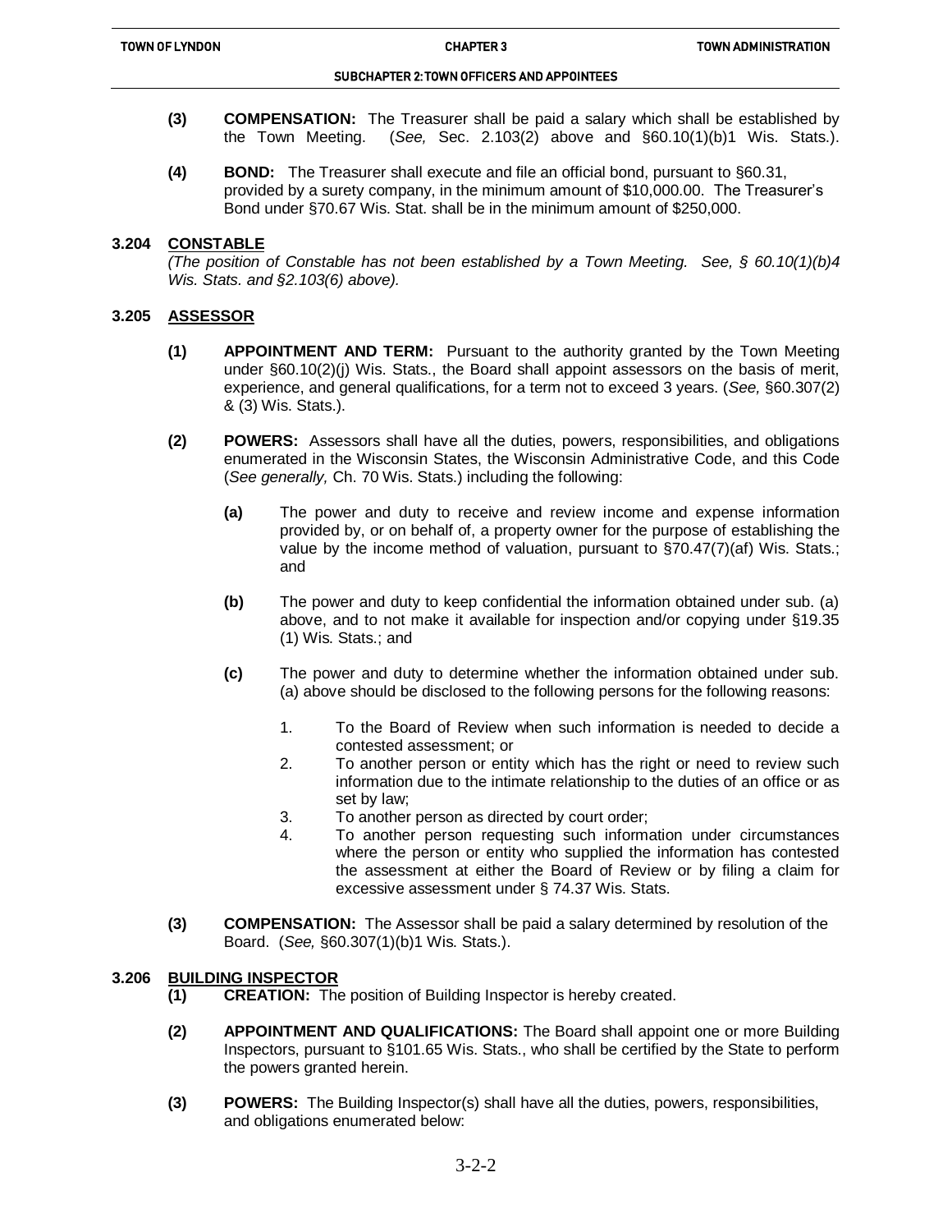**(3) COMPENSATION:** The Treasurer shall be paid a salary which shall be established by the Town Meeting. (*See,* Sec. 2.103(2) above and §60.10(1)(b)1 Wis. Stats.).

**(4) BOND:** The Treasurer shall execute and file an official bond, pursuant to §60.31, provided by a surety company, in the minimum amount of $10,000.00. The Treasurer's Bond under §70.67 Wis. Stat. shall be in the minimum amount of $250,000.

## 3.204 CONSTABLE

*(The position of Constable has not been established by a Town Meeting. See, § 60.10(1)(b)4 Wis. Stats. and §2.103(6) above).*

## 3.205 ASSESSOR

**(1) APPOINTMENT AND TERM:** Pursuant to the authority granted by the Town Meeting under §60.10(2)(j) Wis. Stats., the Board shall appoint assessors on the basis of merit, experience, and general qualifications, for a term not to exceed 3 years. (*See,* §60.307(2) & (3) Wis. Stats.).

**(2) POWERS:** Assessors shall have all the duties, powers, responsibilities, and obligations enumerated in the Wisconsin States, the Wisconsin Administrative Code, and this Code (*See generally,* Ch. 70 Wis. Stats.) including the following:

**(a)** The power and duty to receive and review income and expense information provided by, or on behalf of, a property owner for the purpose of establishing the value by the income method of valuation, pursuant to §70.47(7)(af) Wis. Stats.; and

**(b)** The power and duty to keep confidential the information obtained under sub. (a) above, and to not make it available for inspection and/or copying under §19.35 (1) Wis. Stats.; and

**(c)** The power and duty to determine whether the information obtained under sub. (a) above should be disclosed to the following persons for the following reasons:

1. To the Board of Review when such information is needed to decide a contested assessment; or
2. To another person or entity which has the right or need to review such information due to the intimate relationship to the duties of an office or as set by law;
3. To another person as directed by court order;
4. To another person requesting such information under circumstances where the person or entity who supplied the information has contested the assessment at either the Board of Review or by filing a claim for excessive assessment under § 74.37 Wis. Stats.

**(3) COMPENSATION:** The Assessor shall be paid a salary determined by resolution of the Board. (*See,* §60.307(1)(b)1 Wis. Stats.).

## 3.206 BUILDING INSPECTOR

**(1) CREATION:** The position of Building Inspector is hereby created.

**(2) APPOINTMENT AND QUALIFICATIONS:** The Board shall appoint one or more Building Inspectors, pursuant to §101.65 Wis. Stats., who shall be certified by the State to perform the powers granted herein.

**(3) POWERS:** The Building Inspector(s) shall have all the duties, powers, responsibilities, and obligations enumerated below: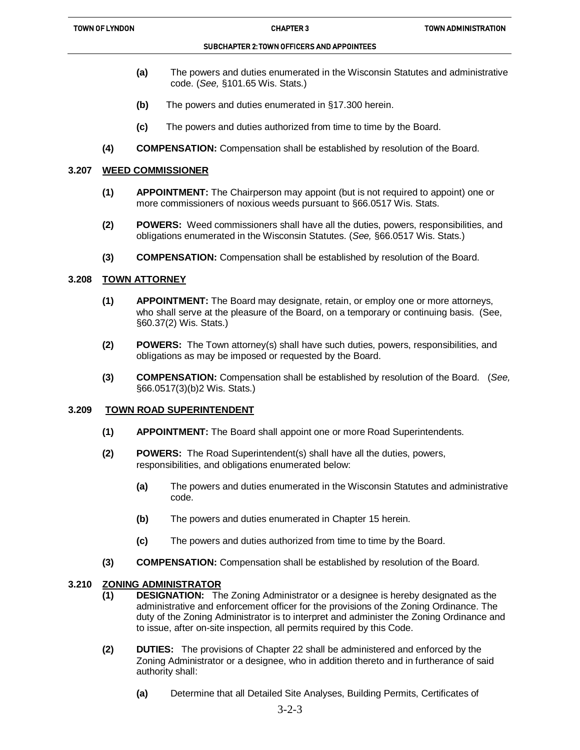**(a)** The powers and duties enumerated in the Wisconsin Statutes and administrative code. (*See,* §101.65 Wis. Stats.)

**(b)** The powers and duties enumerated in §17.300 herein.

**(c)** The powers and duties authorized from time to time by the Board.

**(4) COMPENSATION:** Compensation shall be established by resolution of the Board.

## 3.207 WEED COMMISSIONER

**(1) APPOINTMENT:** The Chairperson may appoint (but is not required to appoint) one or more commissioners of noxious weeds pursuant to §66.0517 Wis. Stats.

**(2) POWERS:** Weed commissioners shall have all the duties, powers, responsibilities, and obligations enumerated in the Wisconsin Statutes. (*See,* §66.0517 Wis. Stats.)

**(3) COMPENSATION:** Compensation shall be established by resolution of the Board.

## 3.208 TOWN ATTORNEY

**(1) APPOINTMENT:** The Board may designate, retain, or employ one or more attorneys, who shall serve at the pleasure of the Board, on a temporary or continuing basis. (See, §60.37(2) Wis. Stats.)

**(2) POWERS:** The Town attorney(s) shall have such duties, powers, responsibilities, and obligations as may be imposed or requested by the Board.

**(3) COMPENSATION:** Compensation shall be established by resolution of the Board. (*See,* §66.0517(3)(b)2 Wis. Stats.)

## 3.209 TOWN ROAD SUPERINTENDENT

**(1) APPOINTMENT:** The Board shall appoint one or more Road Superintendents.

**(2) POWERS:** The Road Superintendent(s) shall have all the duties, powers, responsibilities, and obligations enumerated below:

**(a)** The powers and duties enumerated in the Wisconsin Statutes and administrative code.

**(b)** The powers and duties enumerated in Chapter 15 herein.

**(c)** The powers and duties authorized from time to time by the Board.

**(3) COMPENSATION:** Compensation shall be established by resolution of the Board.

## 3.210 ZONING ADMINISTRATOR

**(1) DESIGNATION:** The Zoning Administrator or a designee is hereby designated as the administrative and enforcement officer for the provisions of the Zoning Ordinance. The duty of the Zoning Administrator is to interpret and administer the Zoning Ordinance and to issue, after on-site inspection, all permits required by this Code.

**(2) DUTIES:** The provisions of Chapter 22 shall be administered and enforced by the Zoning Administrator or a designee, who in addition thereto and in furtherance of said authority shall:

**(a)** Determine that all Detailed Site Analyses, Building Permits, Certificates of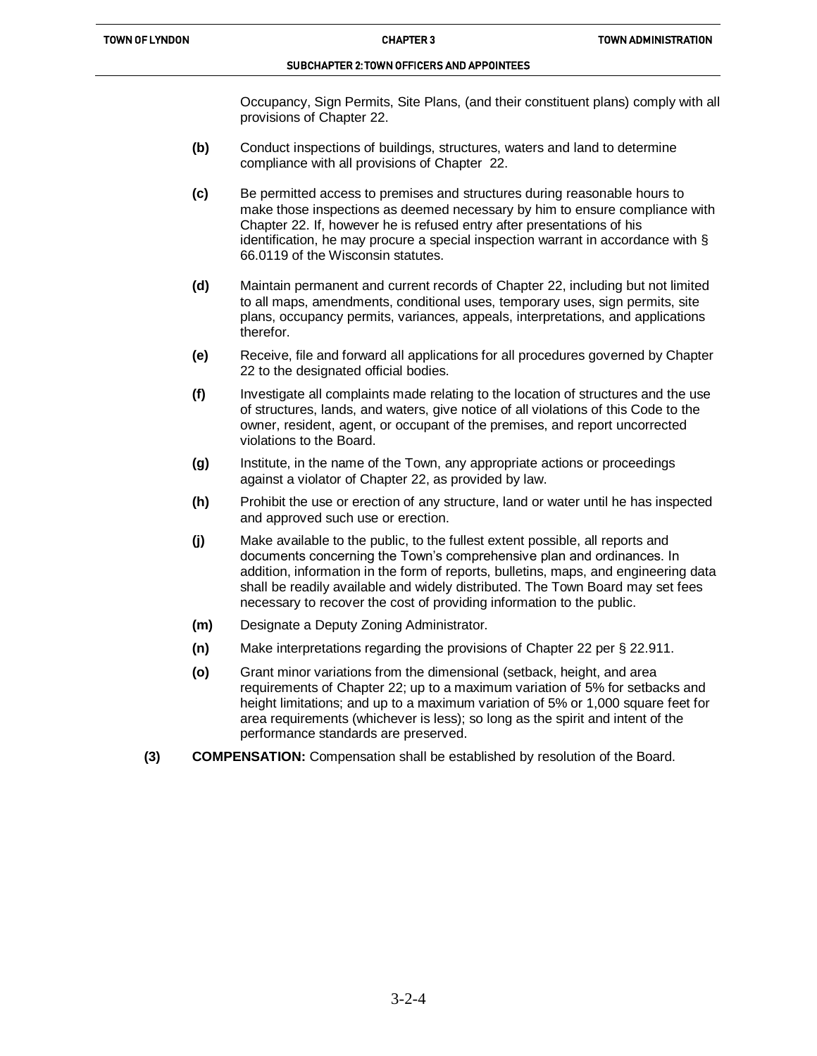Occupancy, Sign Permits, Site Plans, (and their constituent plans) comply with all provisions of Chapter 22.

**(b)** Conduct inspections of buildings, structures, waters and land to determine compliance with all provisions of Chapter 22.

**(c)** Be permitted access to premises and structures during reasonable hours to make those inspections as deemed necessary by him to ensure compliance with Chapter 22. If, however he is refused entry after presentations of his identification, he may procure a special inspection warrant in accordance with § 66.0119 of the Wisconsin statutes.

**(d)** Maintain permanent and current records of Chapter 22, including but not limited to all maps, amendments, conditional uses, temporary uses, sign permits, site plans, occupancy permits, variances, appeals, interpretations, and applications therefor.

**(e)** Receive, file and forward all applications for all procedures governed by Chapter 22 to the designated official bodies.

**(f)** Investigate all complaints made relating to the location of structures and the use of structures, lands, and waters, give notice of all violations of this Code to the owner, resident, agent, or occupant of the premises, and report uncorrected violations to the Board.

**(g)** Institute, in the name of the Town, any appropriate actions or proceedings against a violator of Chapter 22, as provided by law.

**(h)** Prohibit the use or erection of any structure, land or water until he has inspected and approved such use or erection.

**(j)** Make available to the public, to the fullest extent possible, all reports and documents concerning the Town's comprehensive plan and ordinances. In addition, information in the form of reports, bulletins, maps, and engineering data shall be readily available and widely distributed. The Town Board may set fees necessary to recover the cost of providing information to the public.

**(m)** Designate a Deputy Zoning Administrator.

**(n)** Make interpretations regarding the provisions of Chapter 22 per § 22.911.

**(o)** Grant minor variations from the dimensional (setback, height, and area requirements of Chapter 22; up to a maximum variation of 5% for setbacks and height limitations; and up to a maximum variation of 5% or 1,000 square feet for area requirements (whichever is less); so long as the spirit and intent of the performance standards are preserved.

**(3) COMPENSATION:** Compensation shall be established by resolution of the Board.